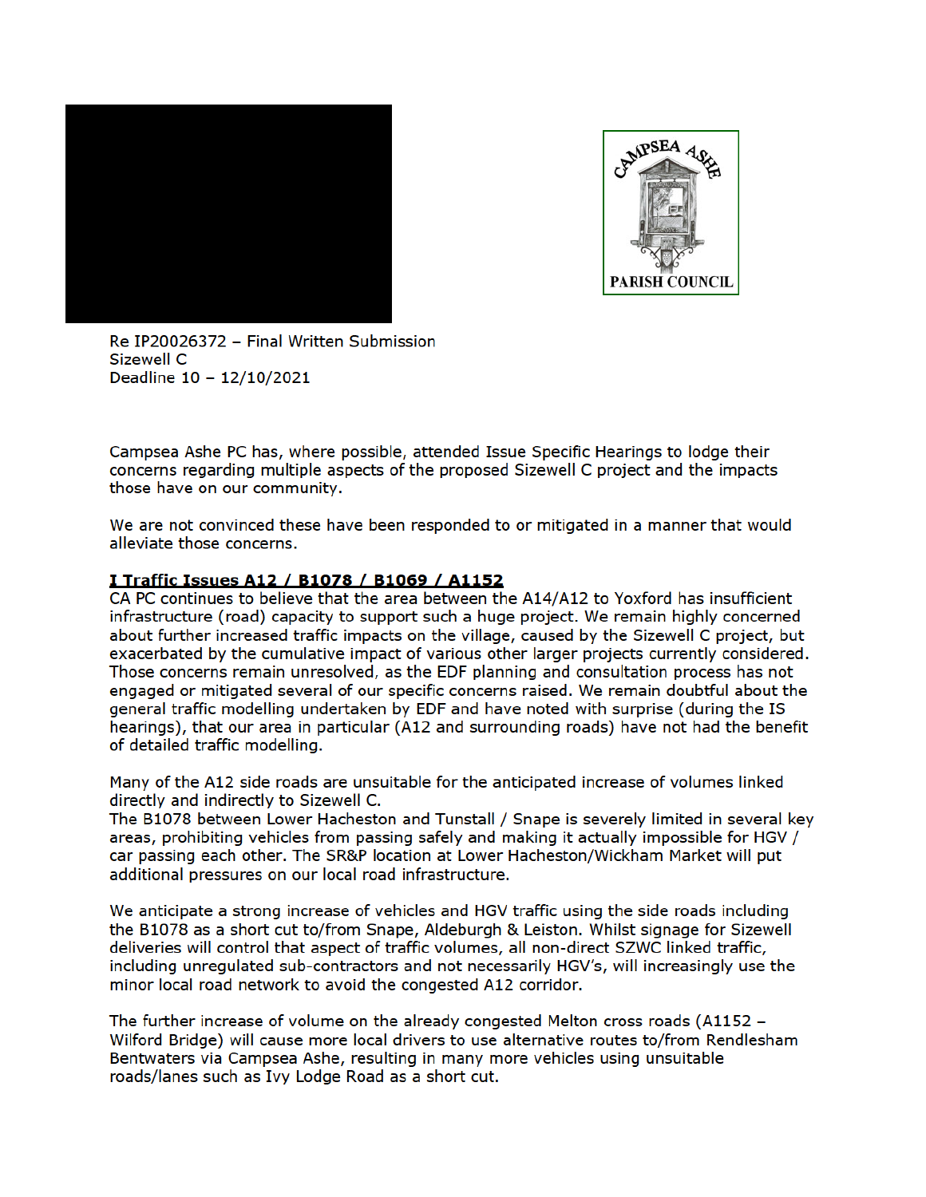Re IP20026372 – Final Written Submission
Sizewell C
Deadline 10 – 12/10/2021

Campsea Ashe PC has, where possible, attended Issue Specific Hearings to lodge their concerns regarding multiple aspects of the proposed Sizewell C project and the impacts those have on our community.

We are not convinced these have been responded to or mitigated in a manner that would alleviate those concerns.

## I Traffic Issues A12 / B1078 / B1069 / A1152

CA PC continues to believe that the area between the A14/A12 to Yoxford has insufficient infrastructure (road) capacity to support such a huge project. We remain highly concerned about further increased traffic impacts on the village, caused by the Sizewell C project, but exacerbated by the cumulative impact of various other larger projects currently considered. Those concerns remain unresolved, as the EDF planning and consultation process has not engaged or mitigated several of our specific concerns raised. We remain doubtful about the general traffic modelling undertaken by EDF and have noted with surprise (during the IS hearings), that our area in particular (A12 and surrounding roads) have not had the benefit of detailed traffic modelling.

Many of the A12 side roads are unsuitable for the anticipated increase of volumes linked directly and indirectly to Sizewell C.
The B1078 between Lower Hacheston and Tunstall / Snape is severely limited in several key areas, prohibiting vehicles from passing safely and making it actually impossible for HGV / car passing each other. The SR&P location at Lower Hacheston/Wickham Market will put additional pressures on our local road infrastructure.

We anticipate a strong increase of vehicles and HGV traffic using the side roads including the B1078 as a short cut to/from Snape, Aldeburgh & Leiston. Whilst signage for Sizewell deliveries will control that aspect of traffic volumes, all non-direct SZWC linked traffic, including unregulated sub-contractors and not necessarily HGV's, will increasingly use the minor local road network to avoid the congested A12 corridor.

The further increase of volume on the already congested Melton cross roads (A1152 – Wilford Bridge) will cause more local drivers to use alternative routes to/from Rendlesham Bentwaters via Campsea Ashe, resulting in many more vehicles using unsuitable roads/lanes such as Ivy Lodge Road as a short cut.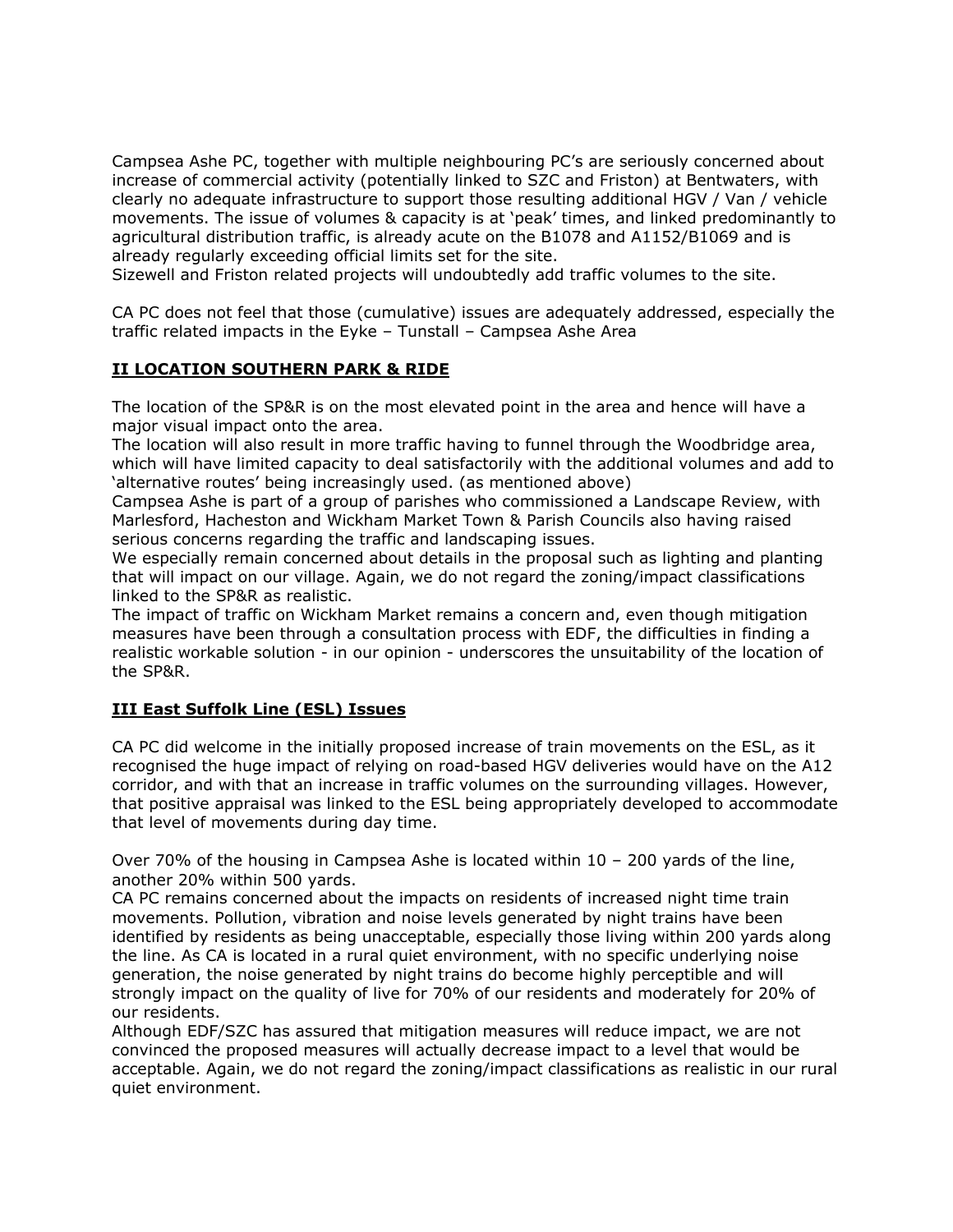Campsea Ashe PC, together with multiple neighbouring PC's are seriously concerned about increase of commercial activity (potentially linked to SZC and Friston) at Bentwaters, with clearly no adequate infrastructure to support those resulting additional HGV / Van / vehicle movements. The issue of volumes & capacity is at 'peak' times, and linked predominantly to agricultural distribution traffic, is already acute on the B1078 and A1152/B1069 and is already regularly exceeding official limits set for the site.
Sizewell and Friston related projects will undoubtedly add traffic volumes to the site.

CA PC does not feel that those (cumulative) issues are adequately addressed, especially the traffic related impacts in the Eyke – Tunstall – Campsea Ashe Area

## II LOCATION SOUTHERN PARK & RIDE

The location of the SP&R is on the most elevated point in the area and hence will have a major visual impact onto the area.
The location will also result in more traffic having to funnel through the Woodbridge area, which will have limited capacity to deal satisfactorily with the additional volumes and add to 'alternative routes' being increasingly used. (as mentioned above)
Campsea Ashe is part of a group of parishes who commissioned a Landscape Review, with Marlesford, Hacheston and Wickham Market Town & Parish Councils also having raised serious concerns regarding the traffic and landscaping issues.
We especially remain concerned about details in the proposal such as lighting and planting that will impact on our village. Again, we do not regard the zoning/impact classifications linked to the SP&R as realistic.
The impact of traffic on Wickham Market remains a concern and, even though mitigation measures have been through a consultation process with EDF, the difficulties in finding a realistic workable solution - in our opinion - underscores the unsuitability of the location of the SP&R.

## III East Suffolk Line (ESL) Issues

CA PC did welcome in the initially proposed increase of train movements on the ESL, as it recognised the huge impact of relying on road-based HGV deliveries would have on the A12 corridor, and with that an increase in traffic volumes on the surrounding villages. However, that positive appraisal was linked to the ESL being appropriately developed to accommodate that level of movements during day time.

Over 70% of the housing in Campsea Ashe is located within 10 – 200 yards of the line, another 20% within 500 yards.
CA PC remains concerned about the impacts on residents of increased night time train movements. Pollution, vibration and noise levels generated by night trains have been identified by residents as being unacceptable, especially those living within 200 yards along the line. As CA is located in a rural quiet environment, with no specific underlying noise generation, the noise generated by night trains do become highly perceptible and will strongly impact on the quality of live for 70% of our residents and moderately for 20% of our residents.
Although EDF/SZC has assured that mitigation measures will reduce impact, we are not convinced the proposed measures will actually decrease impact to a level that would be acceptable. Again, we do not regard the zoning/impact classifications as realistic in our rural quiet environment.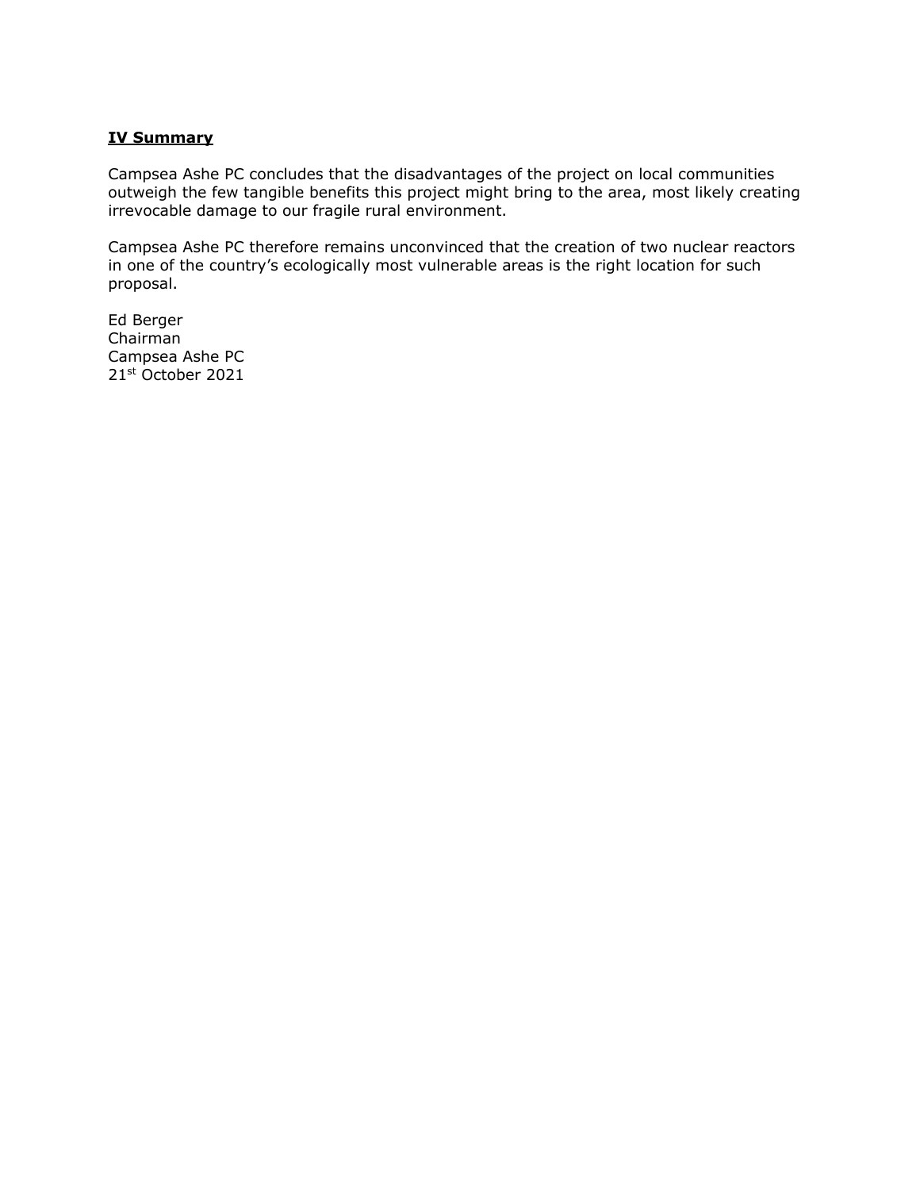## **IV Summary**

Campsea Ashe PC concludes that the disadvantages of the project on local communities outweigh the few tangible benefits this project might bring to the area, most likely creating irrevocable damage to our fragile rural environment.

Campsea Ashe PC therefore remains unconvinced that the creation of two nuclear reactors in one of the country's ecologically most vulnerable areas is the right location for such proposal.

Ed Berger
Chairman
Campsea Ashe PC
21st October 2021